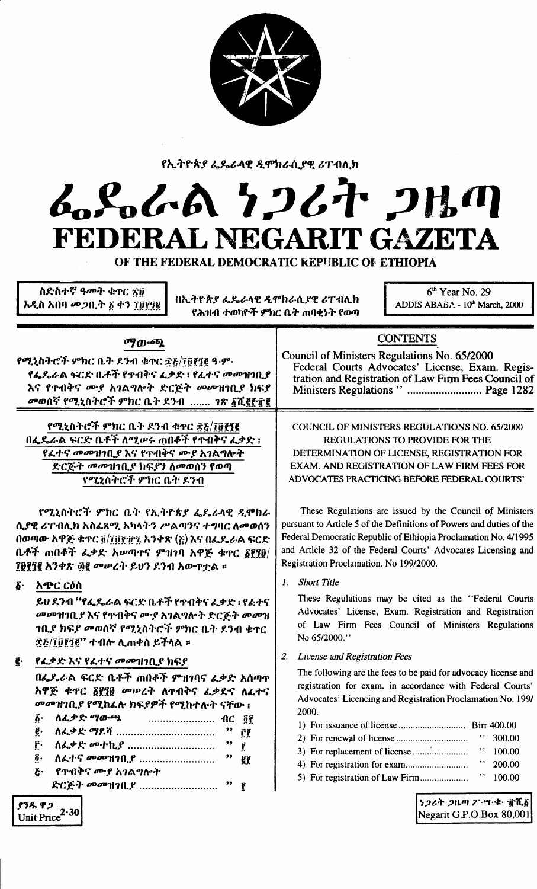የኢትዮጵያ ፌዴራላዊ ዲሞክራሲያዊ ሪፐብሊክ

# ፌዴራል ነጋሪት ጋዜጣ
# FEDERAL NEGARIT GAZETA
## OF THE FEDERAL DEMOCRATIC REPUBLIC OF ETHIOPIA

ስድስተኛ ዓመት ቁጥር ፳፱
አዲስ አበባ መጋቢት ፩ ቀን ፲፱፻፺፪

በኢትዮጵያ ፌዴራላዊ ዲሞክራሲያዊ ሪፐብሊክ
የሕዝብ ተወካዮች ምክር ቤት ጠባቂነት የወጣ

6th Year No. 29
ADDIS ABABA - 10th March, 2000

### ማውጫ

የሚኒስትሮች ምክር ቤት ደንብ ቁጥር ፷፭/፲፱፻፺፪ ዓ.ም.
የፌዴራል ፍርድ ቤቶች የጥብቅና ፈቃድ ፣ የፈተና መመዝገቢያ እና የጥብቅና ሙያ አገልግሎት ድርጅት መመዝገቢያ ክፍያ መወሰኛ የሚኒስትሮች ምክር ቤት ደንብ ....... ገጽ ፩ሺ፪፻፹፪

### CONTENTS

Council of Ministers Regulations No. 65/2000
Federal Courts Advocates' License, Exam. Registration and Registration of Law Firm Fees Council of Ministers Regulations " .......................... Page 1282

**የሚኒስትሮች ምክር ቤት ደንብ ቁጥር ፷፭/፲፱፻፺፪**
**በፌዴራል ፍርድ ቤቶች ለሚሠሩ ጠበቆች የጥብቅና ፈቃድ ፣ የፈተና መመዝገቢያ እና የጥብቅና ሙያ አገልግሎት ድርጅት መመዝገቢያ ክፍያን ለመወሰን የወጣ የሚኒስትሮች ምክር ቤት ደንብ**

የሚኒስትሮች ምክር ቤት የኢትዮጵያ ፌዴራላዊ ዲሞክራሲያዊ ሪፐብሊክ አስፈጻሚ አካላትን ሥልጣንና ተግባር ለመወሰን በወጣው አዋጅ ቁጥር ፬/፲፱፻፹፯ አንቀጽ (፭) እና በፌዴራል ፍርድ ቤቶች ጠበቆች ፈቃድ አሠጣጥና ምዝገባ አዋጅ ቁጥር ፩፻፺፱/፲፱፻፺፪ አንቀጽ ፴፪ መሠረት ይህን ደንብ አውጥቷል ።

**፩· አጭር ርዕስ**

ይህ ደንብ "የፌዴራል ፍርድ ቤቶች የጥብቅና ፈቃድ ፣ የፈተና መመዝገቢያ እና የጥብቅና ሙያ አገልግሎት ድርጅት መመዝገቢያ ክፍያ መወሰኛ የሚኒስትሮች ምክር ቤት ደንብ ቁጥር ፷፭/፲፱፻፺፪" ተብሎ ሊጠቀስ ይችላል ።

**፪· የፈቃድ እና የፈተና መመዝገቢያ ክፍያ**

በፌዴራል ፍርድ ቤቶች ጠበቆች ምዝገባና ፈቃድ አሰጣጥ አዋጅ ቁጥር ፩፻፺፱ መሠረት ለጥብቅና ፈቃድና ለፈተና መመዝገቢያ የሚከፈሉ ክፍያዎች የሚከተሉት ናቸው ፤

፩· ለፈቃድ ማውጫ ........................ ብር ፬፻
፪· ለፈቃድ ማደሻ ........................ " ፫፻
፫· ለፈቃድ መተኪያ ........................ " ፻
፬· ለፈተና መመዝገቢያ ........................ " ፪፻
፭· የጥብቅና ሙያ አገልግሎት ድርጅት መመዝገቢያ ........................ " ፻

**COUNCIL OF MINISTERS REGULATIONS NO. 65/2000**
**REGULATIONS TO PROVIDE FOR THE DETERMINATION OF LICENSE, REGISTRATION FOR EXAM. AND REGISTRATION OF LAW FIRM FEES FOR ADVOCATES PRACTICING BEFORE FEDERAL COURTS'**

These Regulations are issued by the Council of Ministers pursuant to Article 5 of the Definitions of Powers and duties of the Federal Democratic Republic of Ethiopia Proclamation No. 4/1995 and Article 32 of the Federal Courts' Advocates Licensing and Registration Proclamation. No 199/2000.

1. *Short Title*

These Regulations may be cited as the "Federal Courts Advocates' License, Exam. Registration and Registration of Law Firm Fees Council of Ministers Regulations No 65/2000."

2. *License and Registration Fees*

The following are the fees to be paid for advocacy license and registration for exam. in accordance with Federal Courts' Advocates' Licencing and Registration Proclamation No. 199/2000.

1) For issuance of license ............................ Birr 400.00
2) For renewal of license ............................ " 300.00
3) For replacement of license ............................ " 100.00
4) For registration for exam ............................ " 200.00
5) For registration of Law Firm ............................ " 100.00

ያንዱ ዋጋ
Unit Price 2·30

ነጋሪት ጋዜጣ ፖ·ሣ·ቁ· ፹ሺ፩
Negarit G.P.O.Box 80,001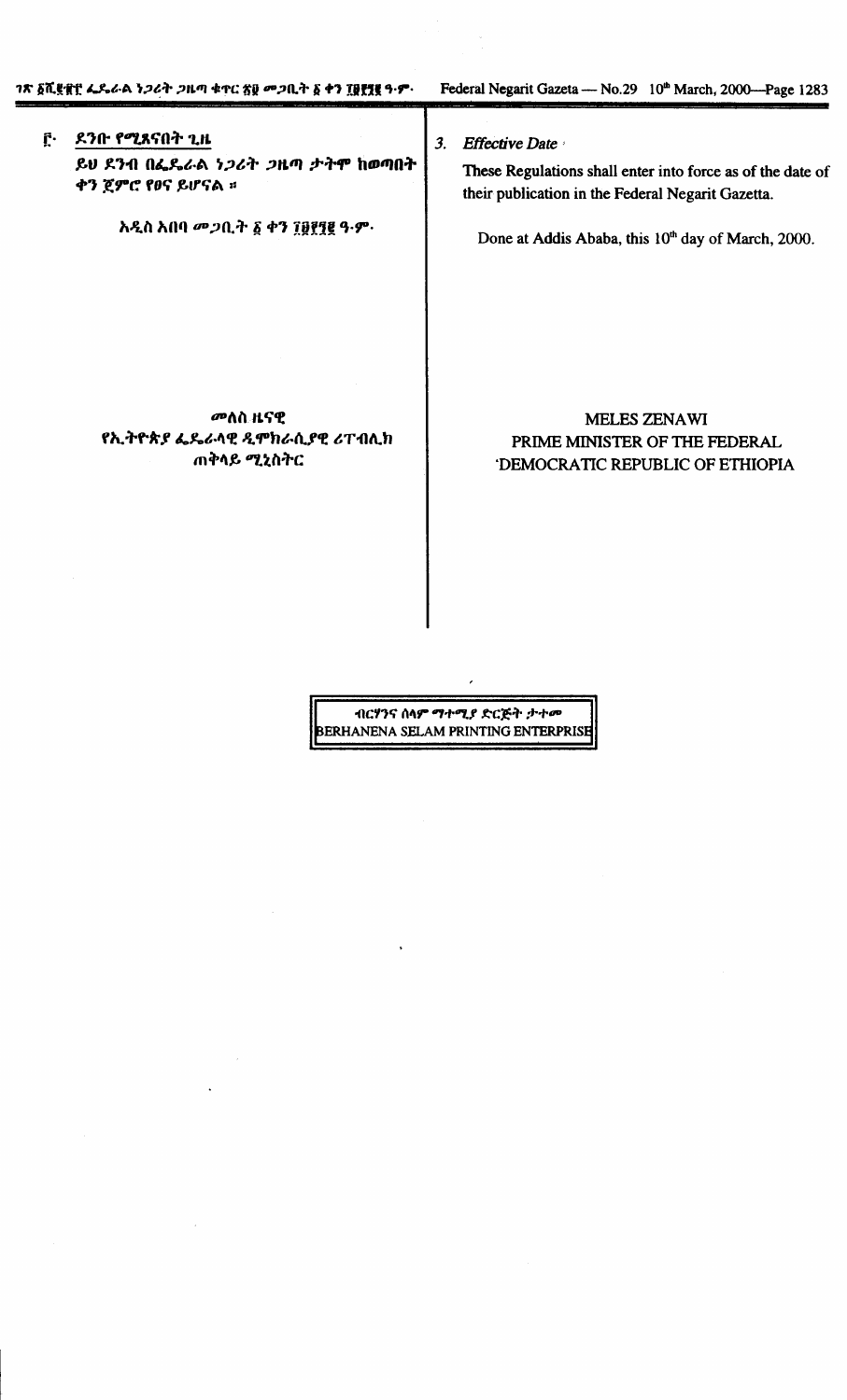፫· ደንቡ የሚጸናበት ጊዜ

ይህ ደንብ በፌዴራል ነጋሪት ጋዜጣ ታትሞ ከወጣበት ቀን ጀምሮ የፀና ይሆናል ፡፡

አዲስ አበባ መጋቢት ፩ ቀን ፲፱፻፺፪ ዓ·ም·

መለስ ዜናዊ
የኢትዮጵያ ፌዴራላዊ ዲሞክራሲያዊ ሪፐብሊክ
ጠቅላይ ሚኒስትር

3. *Effective Date*

These Regulations shall enter into force as of the date of their publication in the Federal Negarit Gazetta.

Done at Addis Ababa, this 10th day of March, 2000.

MELES ZENAWI
PRIME MINISTER OF THE FEDERAL
DEMOCRATIC REPUBLIC OF ETHIOPIA

ብርሃንና ሰላም ማተሚያ ድርጅት ታተመ
BERHANENA SELAM PRINTING ENTERPRISE